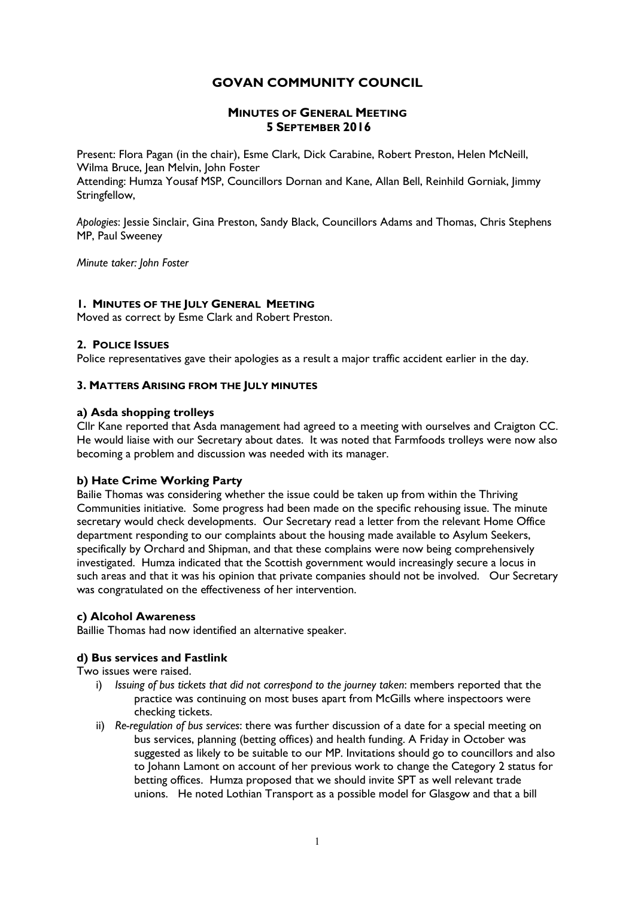# GOVAN COMMUNITY COUNCIL

## MINUTES OF GENERAL MEETING
## 5 SEPTEMBER 2016

Present: Flora Pagan (in the chair), Esme Clark, Dick Carabine, Robert Preston, Helen McNeill, Wilma Bruce, Jean Melvin, John Foster
Attending: Humza Yousaf MSP, Councillors Dornan and Kane, Allan Bell, Reinhild Gorniak, Jimmy Stringfellow,

*Apologies*: Jessie Sinclair, Gina Preston, Sandy Black, Councillors Adams and Thomas, Chris Stephens MP, Paul Sweeney

*Minute taker: John Foster*

### 1. MINUTES OF THE JULY GENERAL MEETING

Moved as correct by Esme Clark and Robert Preston.

### 2. POLICE ISSUES

Police representatives gave their apologies as a result a major traffic accident earlier in the day.

### 3. MATTERS ARISING FROM THE JULY MINUTES

#### a) Asda shopping trolleys

Cllr Kane reported that Asda management had agreed to a meeting with ourselves and Craigton CC. He would liaise with our Secretary about dates. It was noted that Farmfoods trolleys were now also becoming a problem and discussion was needed with its manager.

#### b) Hate Crime Working Party

Bailie Thomas was considering whether the issue could be taken up from within the Thriving Communities initiative. Some progress had been made on the specific rehousing issue. The minute secretary would check developments. Our Secretary read a letter from the relevant Home Office department responding to our complaints about the housing made available to Asylum Seekers, specifically by Orchard and Shipman, and that these complains were now being comprehensively investigated. Humza indicated that the Scottish government would increasingly secure a locus in such areas and that it was his opinion that private companies should not be involved. Our Secretary was congratulated on the effectiveness of her intervention.

#### c) Alcohol Awareness

Baillie Thomas had now identified an alternative speaker.

#### d) Bus services and Fastlink

Two issues were raised.

i) *Issuing of bus tickets that did not correspond to the journey taken*: members reported that the practice was continuing on most buses apart from McGills where inspectoors were checking tickets.

ii) *Re-regulation of bus services*: there was further discussion of a date for a special meeting on bus services, planning (betting offices) and health funding. A Friday in October was suggested as likely to be suitable to our MP. Invitations should go to councillors and also to Johann Lamont on account of her previous work to change the Category 2 status for betting offices. Humza proposed that we should invite SPT as well relevant trade unions. He noted Lothian Transport as a possible model for Glasgow and that a bill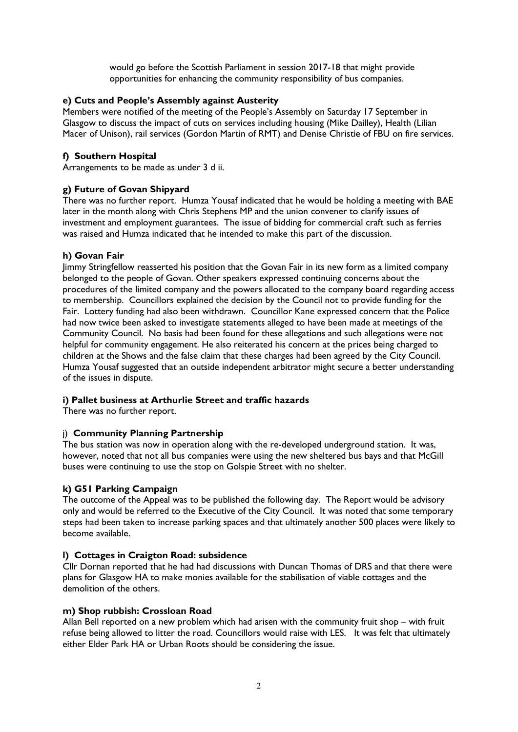would go before the Scottish Parliament in session 2017-18 that might provide opportunities for enhancing the community responsibility of bus companies.

**e) Cuts and People's Assembly against Austerity**

Members were notified of the meeting of the People's Assembly on Saturday 17 September in Glasgow to discuss the impact of cuts on services including housing (Mike Dailley), Health (Lilian Macer of Unison), rail services (Gordon Martin of RMT) and Denise Christie of FBU on fire services.

**f) Southern Hospital**

Arrangements to be made as under 3 d ii.

**g) Future of Govan Shipyard**

There was no further report. Humza Yousaf indicated that he would be holding a meeting with BAE later in the month along with Chris Stephens MP and the union convener to clarify issues of investment and employment guarantees. The issue of bidding for commercial craft such as ferries was raised and Humza indicated that he intended to make this part of the discussion.

**h) Govan Fair**

Jimmy Stringfellow reasserted his position that the Govan Fair in its new form as a limited company belonged to the people of Govan. Other speakers expressed continuing concerns about the procedures of the limited company and the powers allocated to the company board regarding access to membership. Councillors explained the decision by the Council not to provide funding for the Fair. Lottery funding had also been withdrawn. Councillor Kane expressed concern that the Police had now twice been asked to investigate statements alleged to have been made at meetings of the Community Council. No basis had been found for these allegations and such allegations were not helpful for community engagement. He also reiterated his concern at the prices being charged to children at the Shows and the false claim that these charges had been agreed by the City Council. Humza Yousaf suggested that an outside independent arbitrator might secure a better understanding of the issues in dispute.

**i) Pallet business at Arthurlie Street and traffic hazards**

There was no further report.

j) **Community Planning Partnership**

The bus station was now in operation along with the re-developed underground station. It was, however, noted that not all bus companies were using the new sheltered bus bays and that McGill buses were continuing to use the stop on Golspie Street with no shelter.

**k) G51 Parking Campaign**

The outcome of the Appeal was to be published the following day. The Report would be advisory only and would be referred to the Executive of the City Council. It was noted that some temporary steps had been taken to increase parking spaces and that ultimately another 500 places were likely to become available.

**l) Cottages in Craigton Road: subsidence**

Cllr Dornan reported that he had had discussions with Duncan Thomas of DRS and that there were plans for Glasgow HA to make monies available for the stabilisation of viable cottages and the demolition of the others.

**m) Shop rubbish: Crossloan Road**

Allan Bell reported on a new problem which had arisen with the community fruit shop – with fruit refuse being allowed to litter the road. Councillors would raise with LES. It was felt that ultimately either Elder Park HA or Urban Roots should be considering the issue.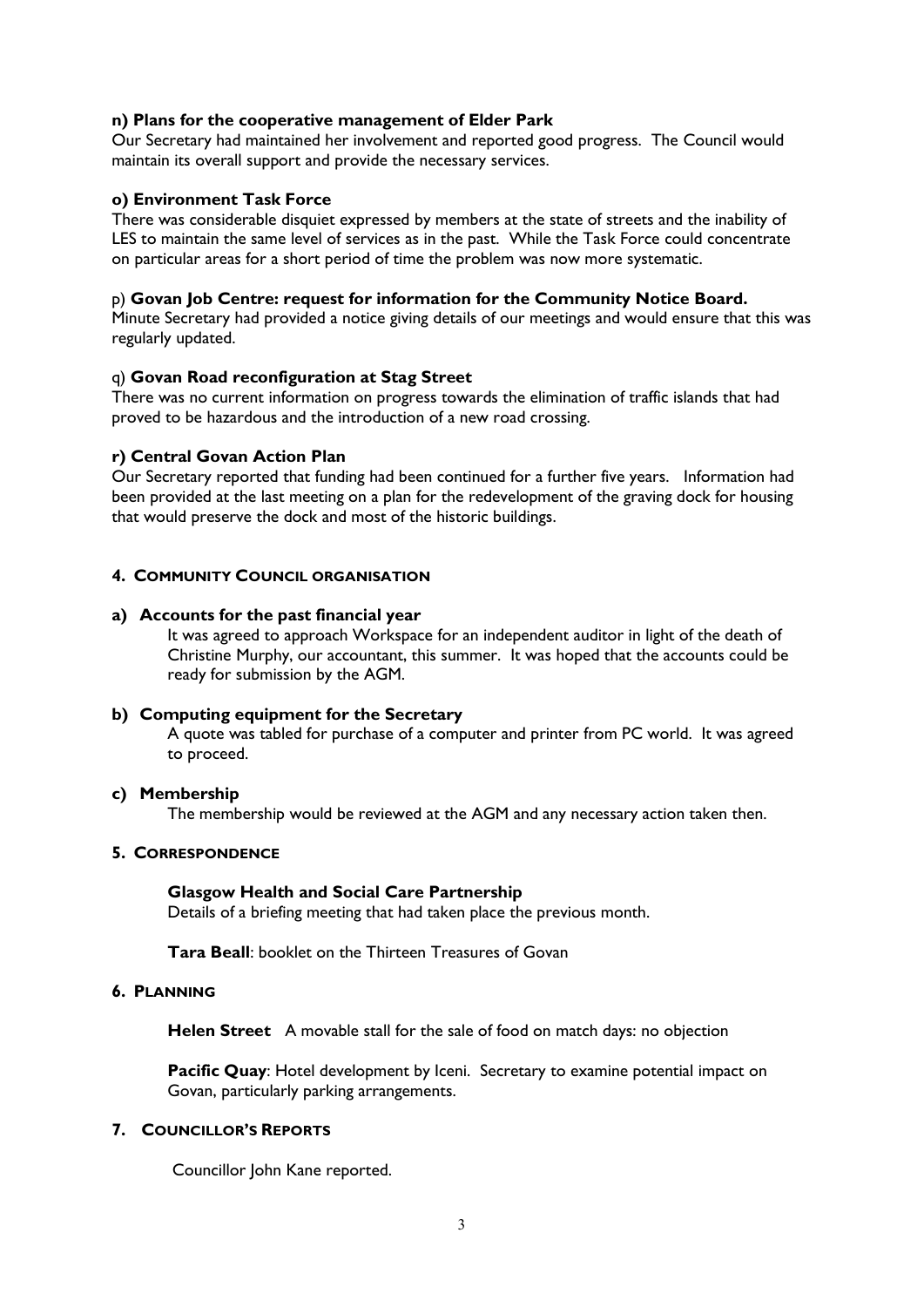**n) Plans for the cooperative management of Elder Park**

Our Secretary had maintained her involvement and reported good progress. The Council would maintain its overall support and provide the necessary services.

**o) Environment Task Force**

There was considerable disquiet expressed by members at the state of streets and the inability of LES to maintain the same level of services as in the past. While the Task Force could concentrate on particular areas for a short period of time the problem was now more systematic.

p) **Govan Job Centre: request for information for the Community Notice Board.**

Minute Secretary had provided a notice giving details of our meetings and would ensure that this was regularly updated.

q) **Govan Road reconfiguration at Stag Street**

There was no current information on progress towards the elimination of traffic islands that had proved to be hazardous and the introduction of a new road crossing.

**r) Central Govan Action Plan**

Our Secretary reported that funding had been continued for a further five years. Information had been provided at the last meeting on a plan for the redevelopment of the graving dock for housing that would preserve the dock and most of the historic buildings.

## 4. COMMUNITY COUNCIL ORGANISATION

**a) Accounts for the past financial year**

It was agreed to approach Workspace for an independent auditor in light of the death of Christine Murphy, our accountant, this summer. It was hoped that the accounts could be ready for submission by the AGM.

**b) Computing equipment for the Secretary**

A quote was tabled for purchase of a computer and printer from PC world. It was agreed to proceed.

**c) Membership**

The membership would be reviewed at the AGM and any necessary action taken then.

## 5. CORRESPONDENCE

**Glasgow Health and Social Care Partnership**

Details of a briefing meeting that had taken place the previous month.

**Tara Beall**: booklet on the Thirteen Treasures of Govan

## 6. PLANNING

**Helen Street** A movable stall for the sale of food on match days: no objection

**Pacific Quay**: Hotel development by Iceni. Secretary to examine potential impact on Govan, particularly parking arrangements.

## 7. COUNCILLOR'S REPORTS

Councillor John Kane reported.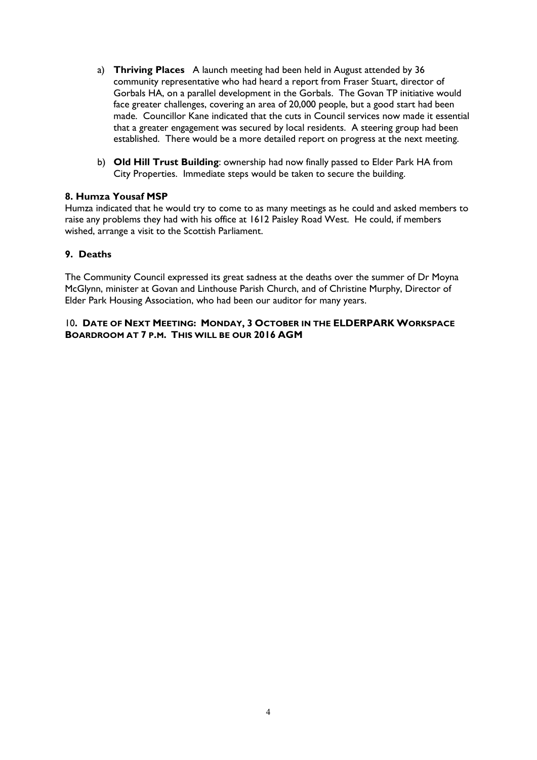a) **Thriving Places** A launch meeting had been held in August attended by 36 community representative who had heard a report from Fraser Stuart, director of Gorbals HA, on a parallel development in the Gorbals. The Govan TP initiative would face greater challenges, covering an area of 20,000 people, but a good start had been made. Councillor Kane indicated that the cuts in Council services now made it essential that a greater engagement was secured by local residents. A steering group had been established. There would be a more detailed report on progress at the next meeting.

b) **Old Hill Trust Building**: ownership had now finally passed to Elder Park HA from City Properties. Immediate steps would be taken to secure the building.

**8. Humza Yousaf MSP**

Humza indicated that he would try to come to as many meetings as he could and asked members to raise any problems they had with his office at 1612 Paisley Road West. He could, if members wished, arrange a visit to the Scottish Parliament.

**9. Deaths**

The Community Council expressed its great sadness at the deaths over the summer of Dr Moyna McGlynn, minister at Govan and Linthouse Parish Church, and of Christine Murphy, Director of Elder Park Housing Association, who had been our auditor for many years.

10**. DATE OF NEXT MEETING: MONDAY, 3 OCTOBER IN THE ELDERPARK WORKSPACE BOARDROOM AT 7 P.M. THIS WILL BE OUR 2016 AGM**